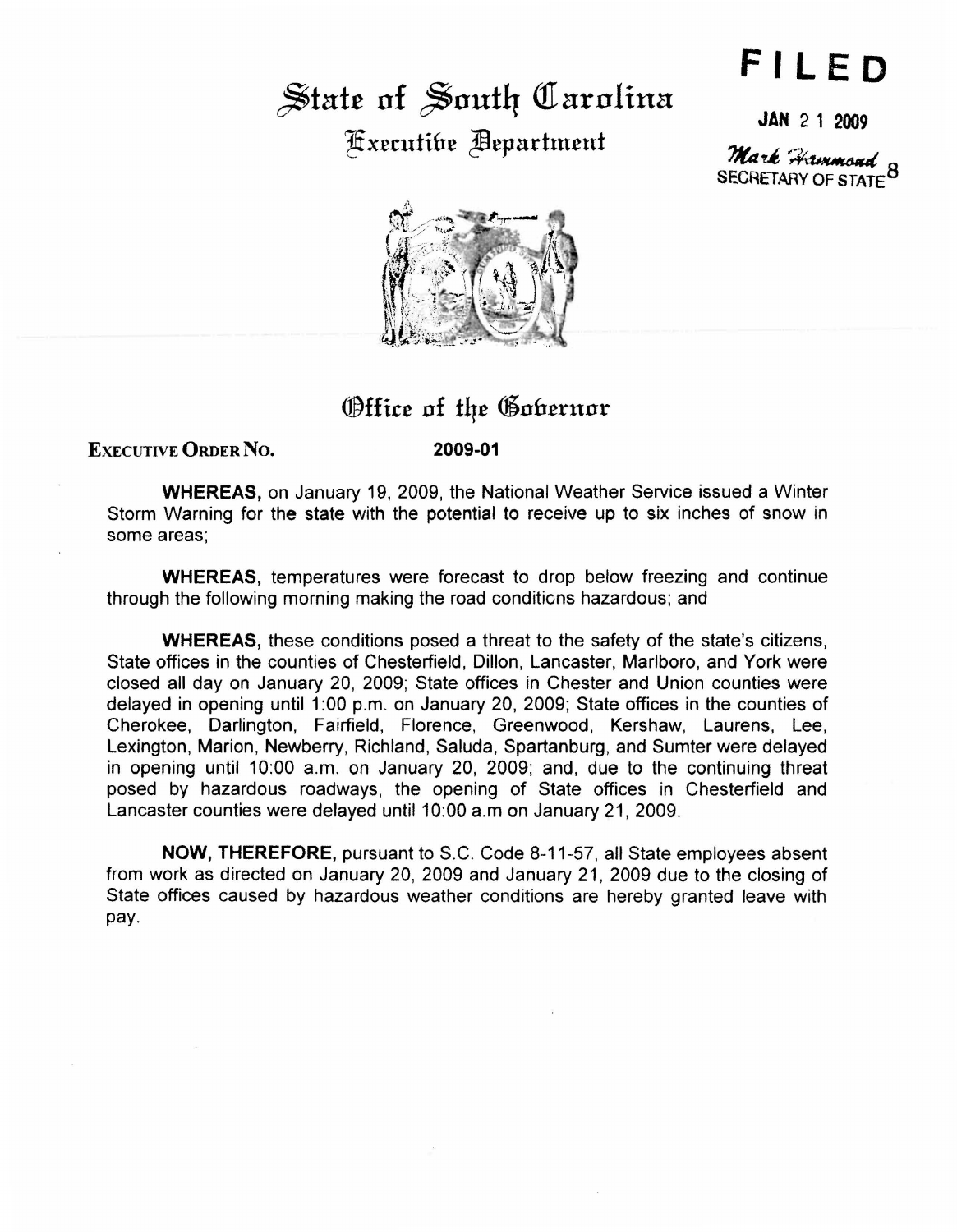# State of South Carolina

## Executive Department

**FILED**

**JAN 21 2009**

*Mark Hammond*
SECRETARY OF STATE 8

## Office of the Governor

**EXECUTIVE ORDER NO. 2009-01**

**WHEREAS,** on January 19, 2009, the National Weather Service issued a Winter Storm Warning for the state with the potential to receive up to six inches of snow in some areas;

**WHEREAS,** temperatures were forecast to drop below freezing and continue through the following morning making the road conditions hazardous; and

**WHEREAS,** these conditions posed a threat to the safety of the state's citizens, State offices in the counties of Chesterfield, Dillon, Lancaster, Marlboro, and York were closed all day on January 20, 2009; State offices in Chester and Union counties were delayed in opening until 1:00 p.m. on January 20, 2009; State offices in the counties of Cherokee, Darlington, Fairfield, Florence, Greenwood, Kershaw, Laurens, Lee, Lexington, Marion, Newberry, Richland, Saluda, Spartanburg, and Sumter were delayed in opening until 10:00 a.m. on January 20, 2009; and, due to the continuing threat posed by hazardous roadways, the opening of State offices in Chesterfield and Lancaster counties were delayed until 10:00 a.m on January 21, 2009.

**NOW, THEREFORE,** pursuant to S.C. Code 8-11-57, all State employees absent from work as directed on January 20, 2009 and January 21, 2009 due to the closing of State offices caused by hazardous weather conditions are hereby granted leave with pay.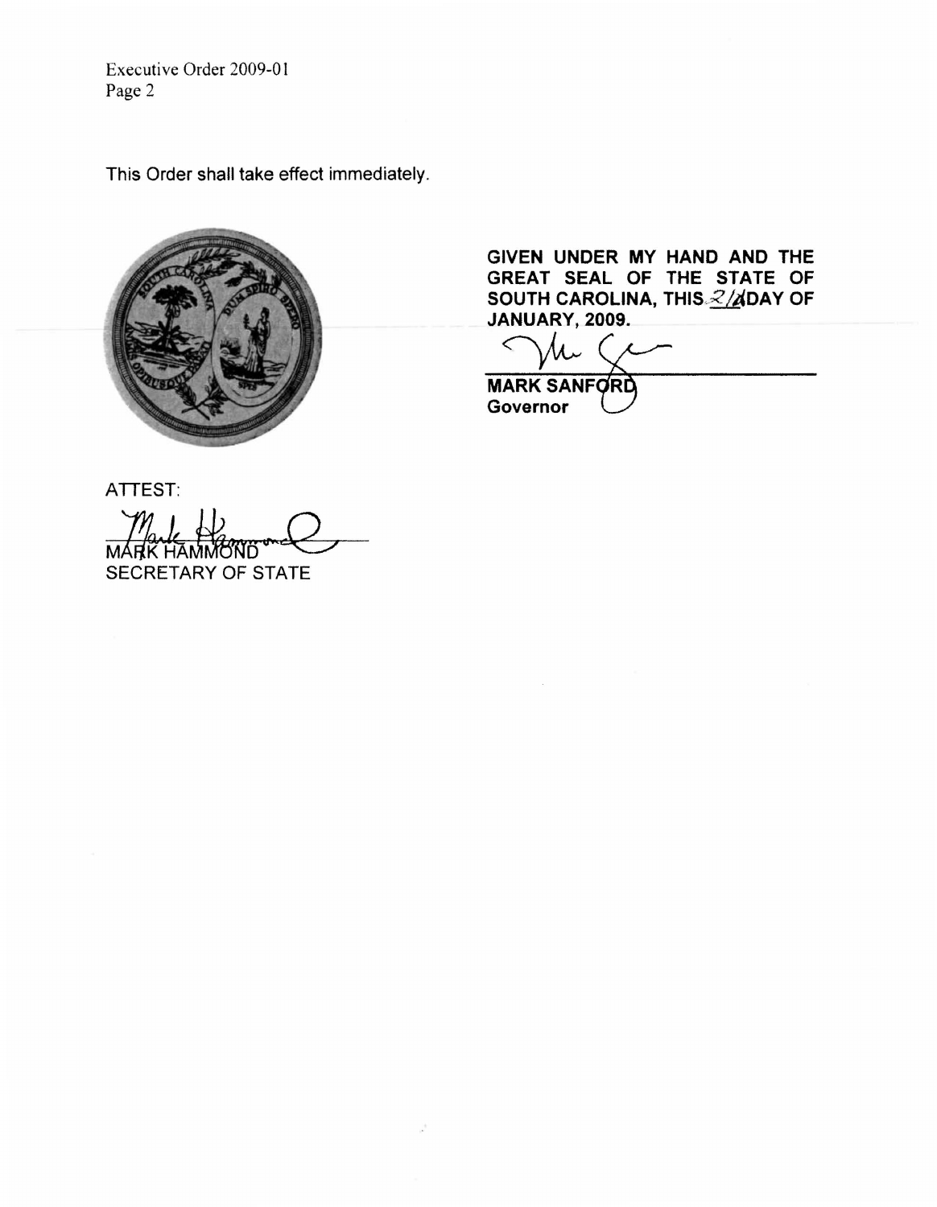This Order shall take effect immediately.

**GIVEN UNDER MY HAND AND THE GREAT SEAL OF THE STATE OF SOUTH CAROLINA, THIS 21 DAY OF JANUARY, 2009.**

**MARK SANFORD**
**Governor**

ATTEST:

MARK HAMMOND
SECRETARY OF STATE